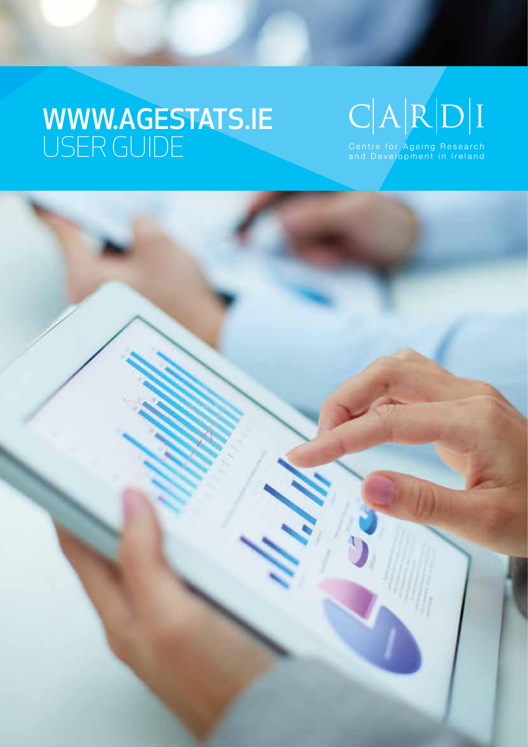# WWW.AGESTATS.IE
## USER GUIDE

CARDI

Centre for Ageing Research and Development in Ireland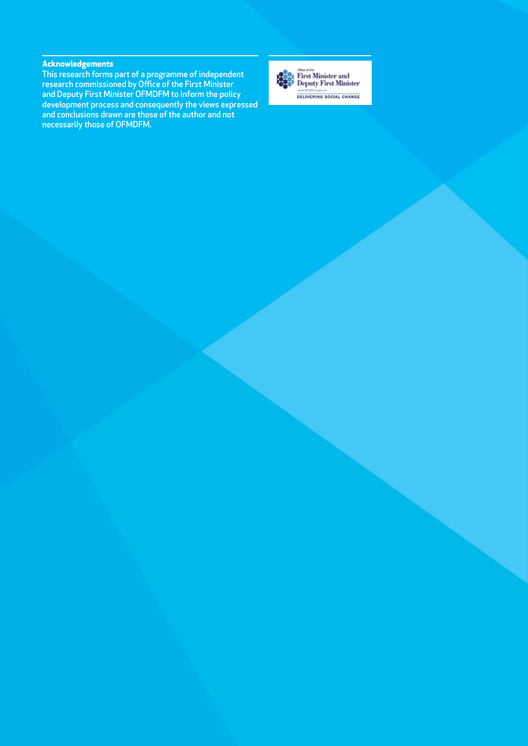**Acknowledgements**

This research forms part of a programme of independent research commissioned by Office of the First Minister and Deputy First Minister OFMDFM to inform the policy development process and consequently the views expressed and conclusions drawn are those of the author and not necessarily those of OFMDFM.

Office of the First Minister and Deputy First Minister

www.ofmdfmni.gov.uk

DELIVERING SOCIAL CHANGE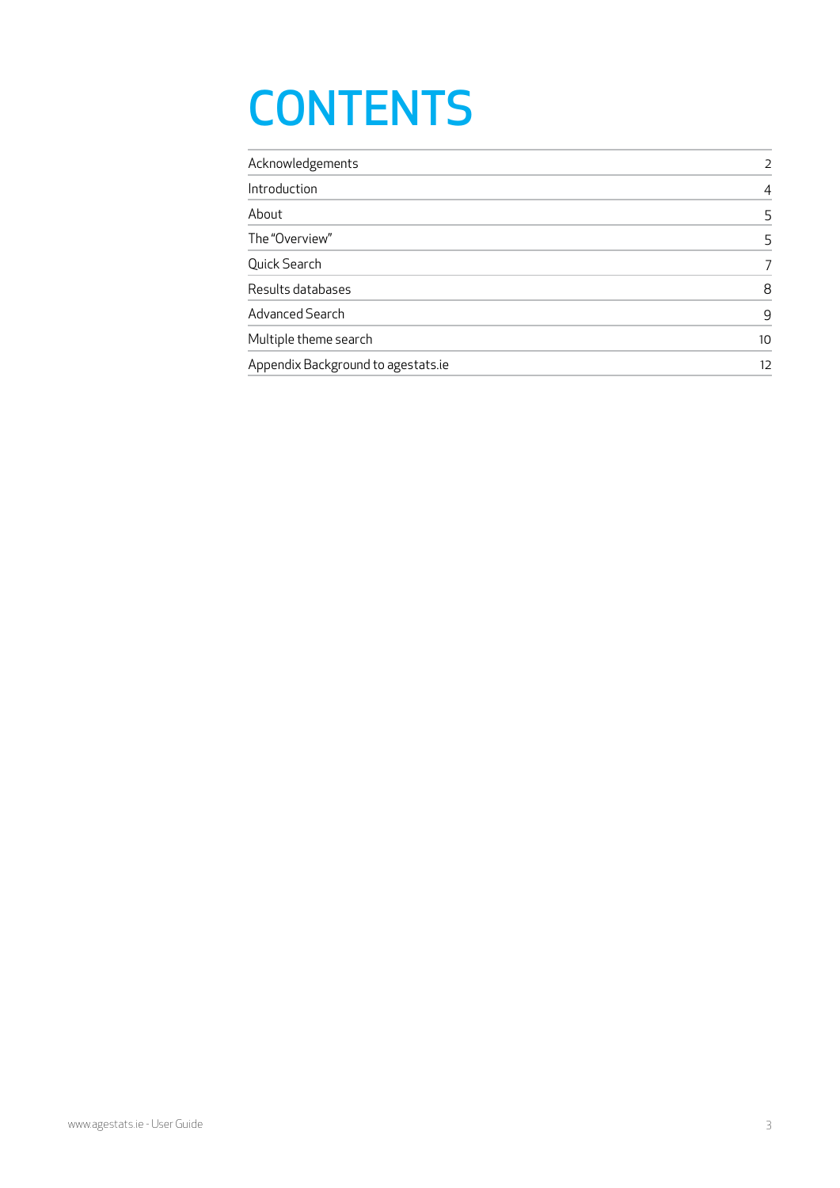# CONTENTS

| | |
|---|---|
| Acknowledgements | 2 |
| Introduction | 4 |
| About | 5 |
| The "Overview" | 5 |
| Quick Search | 7 |
| Results databases | 8 |
| Advanced Search | 9 |
| Multiple theme search | 10 |
| Appendix Background to agestats.ie | 12 |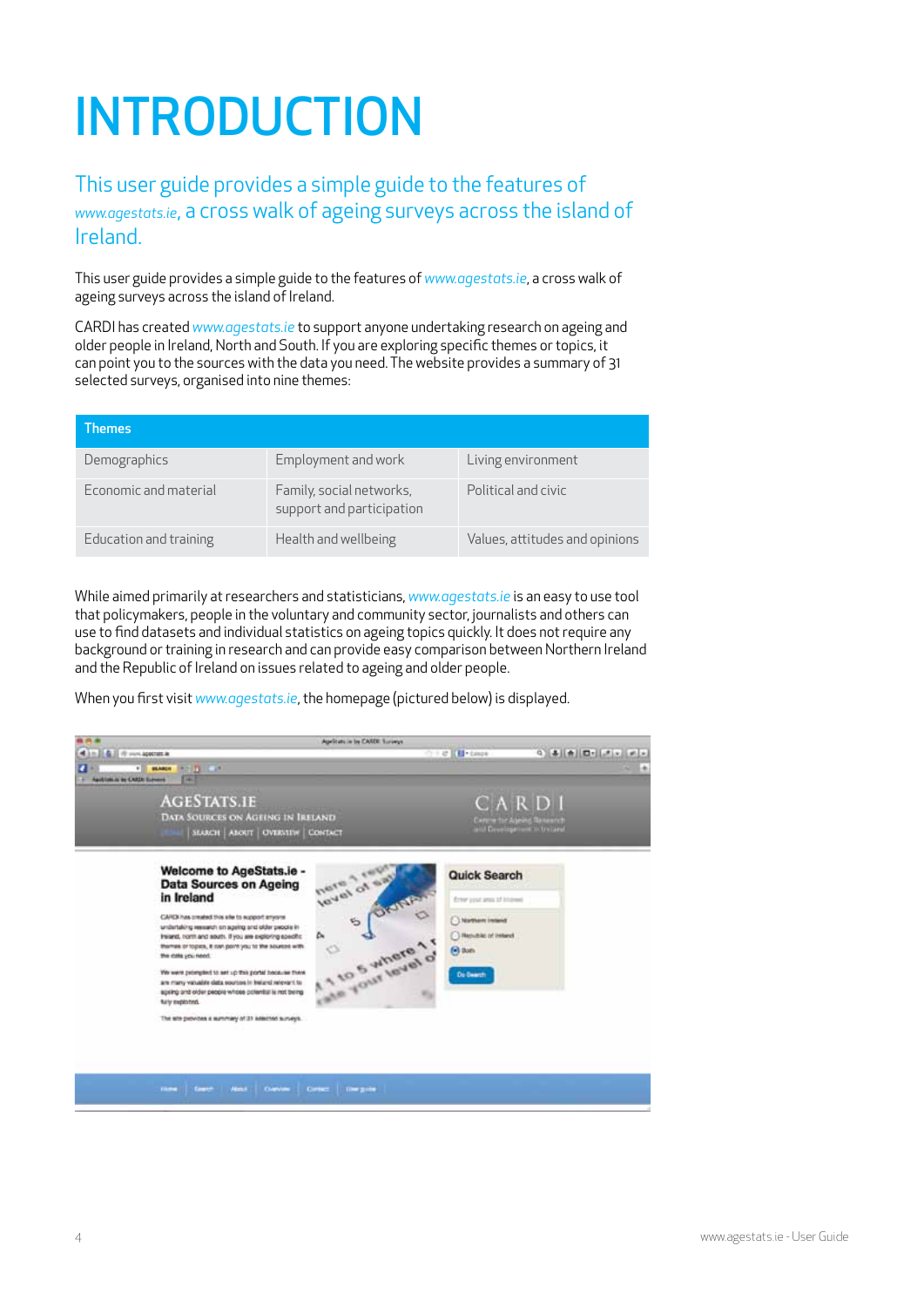# INTRODUCTION

## This user guide provides a simple guide to the features of *www.agestats.ie*, a cross walk of ageing surveys across the island of Ireland.

This user guide provides a simple guide to the features of *www.agestats.ie*, a cross walk of ageing surveys across the island of Ireland.

CARDI has created *www.agestats.ie* to support anyone undertaking research on ageing and older people in Ireland, North and South. If you are exploring specific themes or topics, it can point you to the sources with the data you need. The website provides a summary of 31 selected surveys, organised into nine themes:

| Themes | | |
|---|---|---|
| Demographics | Employment and work | Living environment |
| Economic and material | Family, social networks, support and participation | Political and civic |
| Education and training | Health and wellbeing | Values, attitudes and opinions |

While aimed primarily at researchers and statisticians, *www.agestats.ie* is an easy to use tool that policymakers, people in the voluntary and community sector, journalists and others can use to find datasets and individual statistics on ageing topics quickly. It does not require any background or training in research and can provide easy comparison between Northern Ireland and the Republic of Ireland on issues related to ageing and older people.

When you first visit *www.agestats.ie*, the homepage (pictured below) is displayed.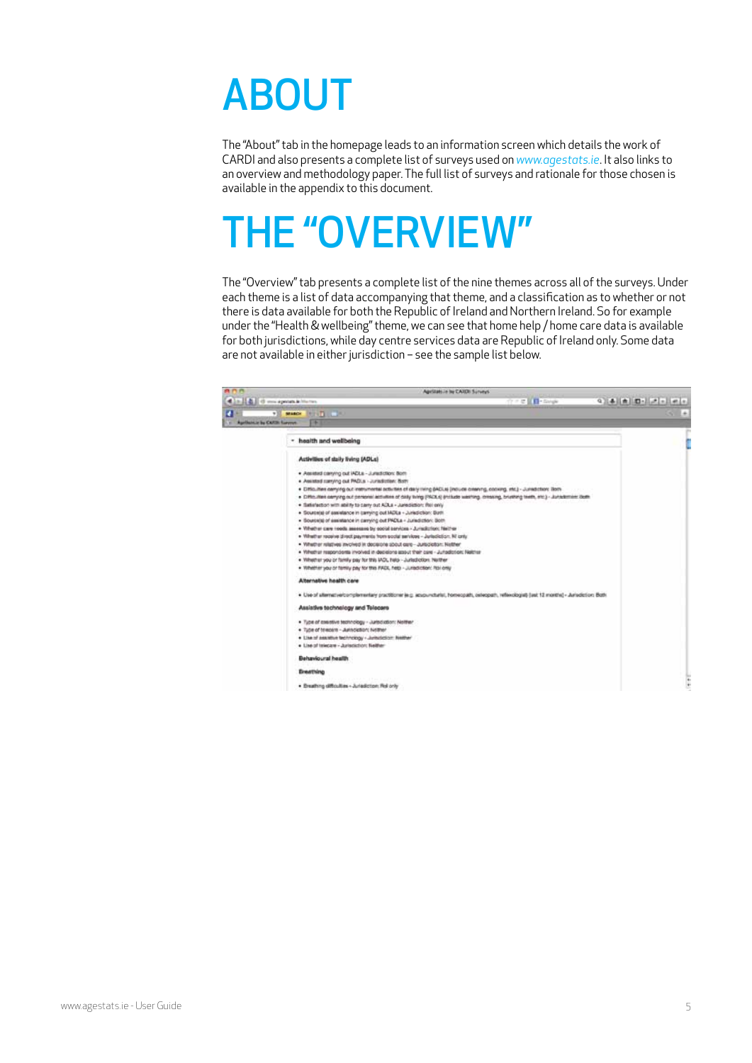# ABOUT

The "About" tab in the homepage leads to an information screen which details the work of CARDI and also presents a complete list of surveys used on *www.agestats.ie*. It also links to an overview and methodology paper. The full list of surveys and rationale for those chosen is available in the appendix to this document.

# THE "OVERVIEW"

The "Overview" tab presents a complete list of the nine themes across all of the surveys. Under each theme is a list of data accompanying that theme, and a classification as to whether or not there is data available for both the Republic of Ireland and Northern Ireland. So for example under the "Health & wellbeing" theme, we can see that home help / home care data is available for both jurisdictions, while day centre services data are Republic of Ireland only. Some data are not available in either jurisdiction – see the sample list below.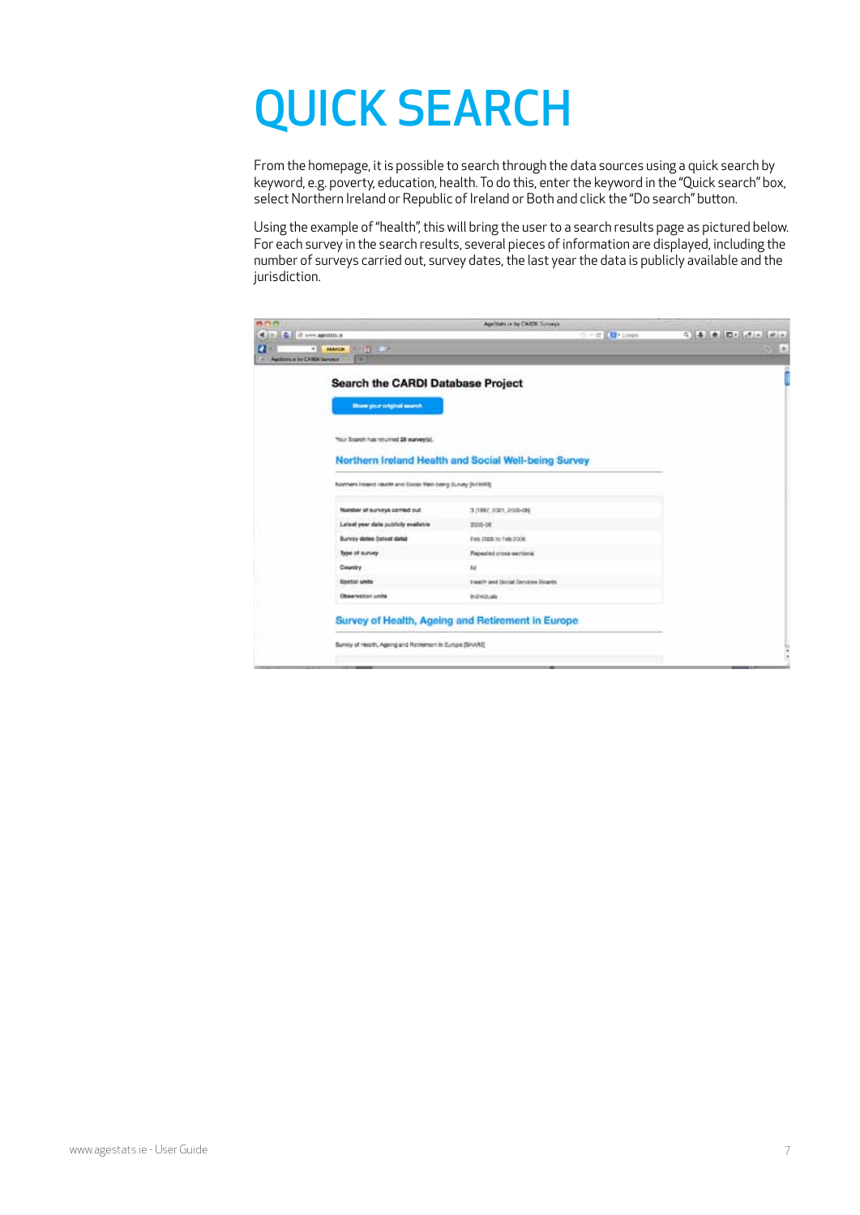# QUICK SEARCH

From the homepage, it is possible to search through the data sources using a quick search by keyword, e.g. poverty, education, health. To do this, enter the keyword in the "Quick search" box, select Northern Ireland or Republic of Ireland or Both and click the "Do search" button.

Using the example of "health", this will bring the user to a search results page as pictured below. For each survey in the search results, several pieces of information are displayed, including the number of surveys carried out, survey dates, the last year the data is publicly available and the jurisdiction.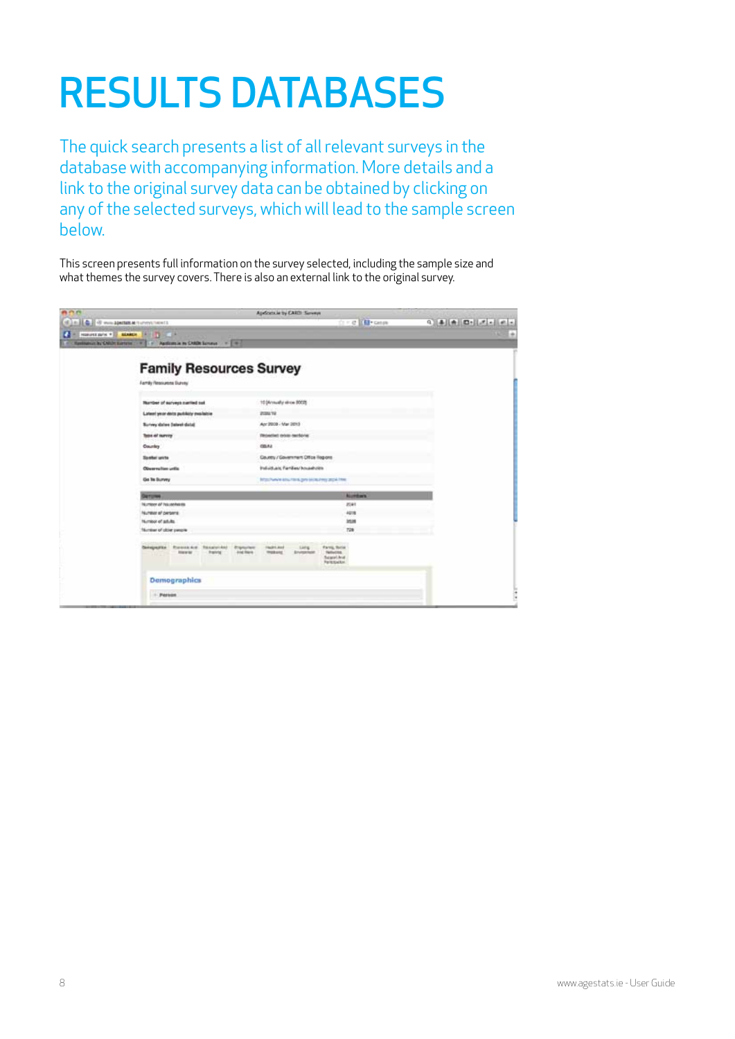# RESULTS DATABASES

The quick search presents a list of all relevant surveys in the database with accompanying information. More details and a link to the original survey data can be obtained by clicking on any of the selected surveys, which will lead to the sample screen below.

This screen presents full information on the survey selected, including the sample size and what themes the survey covers. There is also an external link to the original survey.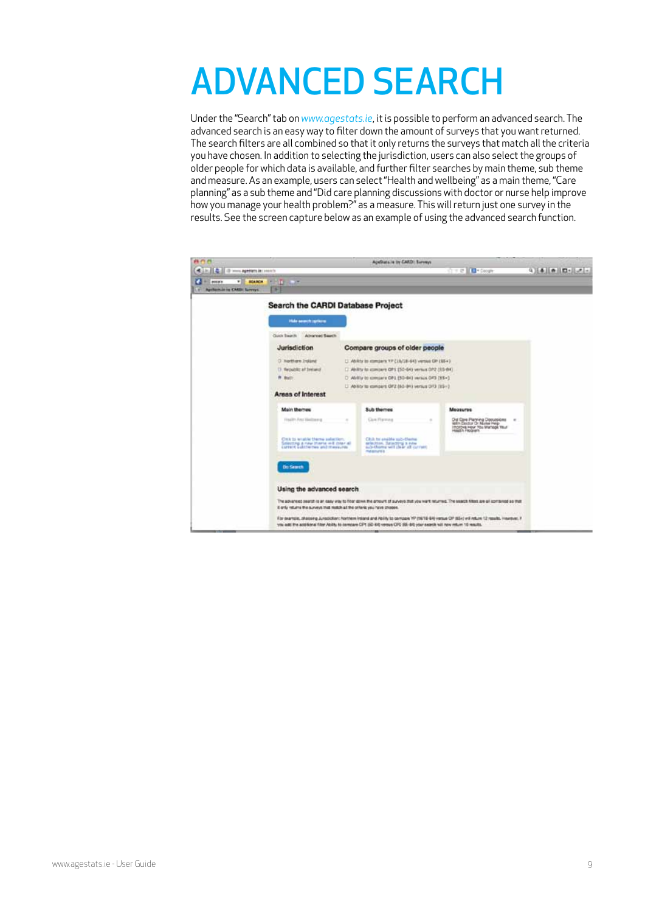# ADVANCED SEARCH

Under the "Search" tab on www.agestats.ie, it is possible to perform an advanced search. The advanced search is an easy way to filter down the amount of surveys that you want returned. The search filters are all combined so that it only returns the surveys that match all the criteria you have chosen. In addition to selecting the jurisdiction, users can also select the groups of older people for which data is available, and further filter searches by main theme, sub theme and measure. As an example, users can select "Health and wellbeing" as a main theme, "Care planning" as a sub theme and "Did care planning discussions with doctor or nurse help improve how you manage your health problem?" as a measure. This will return just one survey in the results. See the screen capture below as an example of using the advanced search function.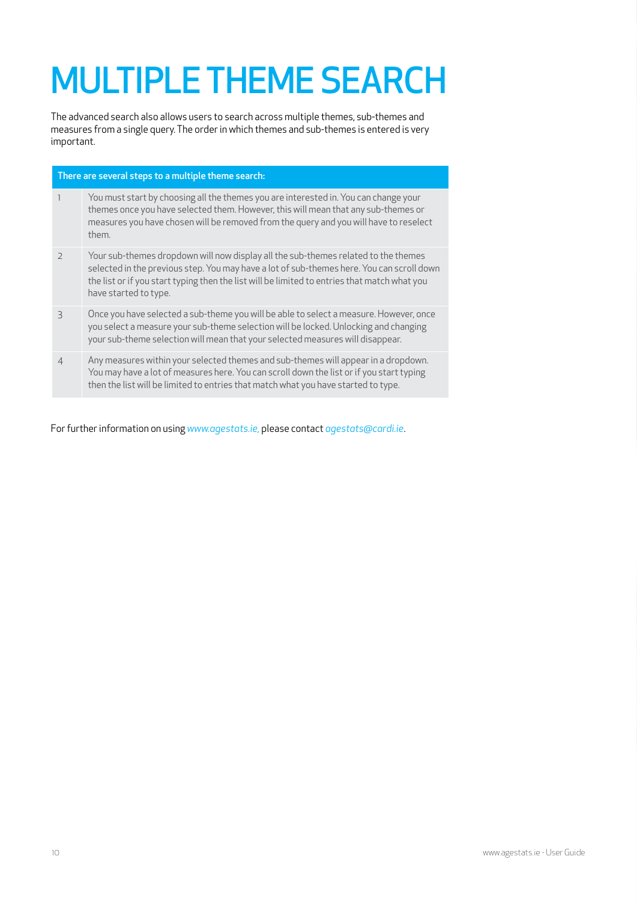# MULTIPLE THEME SEARCH

The advanced search also allows users to search across multiple themes, sub-themes and measures from a single query. The order in which themes and sub-themes is entered is very important.

| There are several steps to a multiple theme search: | |
|---|---|
| 1 | You must start by choosing all the themes you are interested in. You can change your themes once you have selected them. However, this will mean that any sub-themes or measures you have chosen will be removed from the query and you will have to reselect them. |
| 2 | Your sub-themes dropdown will now display all the sub-themes related to the themes selected in the previous step. You may have a lot of sub-themes here. You can scroll down the list or if you start typing then the list will be limited to entries that match what you have started to type. |
| 3 | Once you have selected a sub-theme you will be able to select a measure. However, once you select a measure your sub-theme selection will be locked. Unlocking and changing your sub-theme selection will mean that your selected measures will disappear. |
| 4 | Any measures within your selected themes and sub-themes will appear in a dropdown. You may have a lot of measures here. You can scroll down the list or if you start typing then the list will be limited to entries that match what you have started to type. |

For further information on using *www.agestats.ie,* please contact *agestats@cardi.ie*.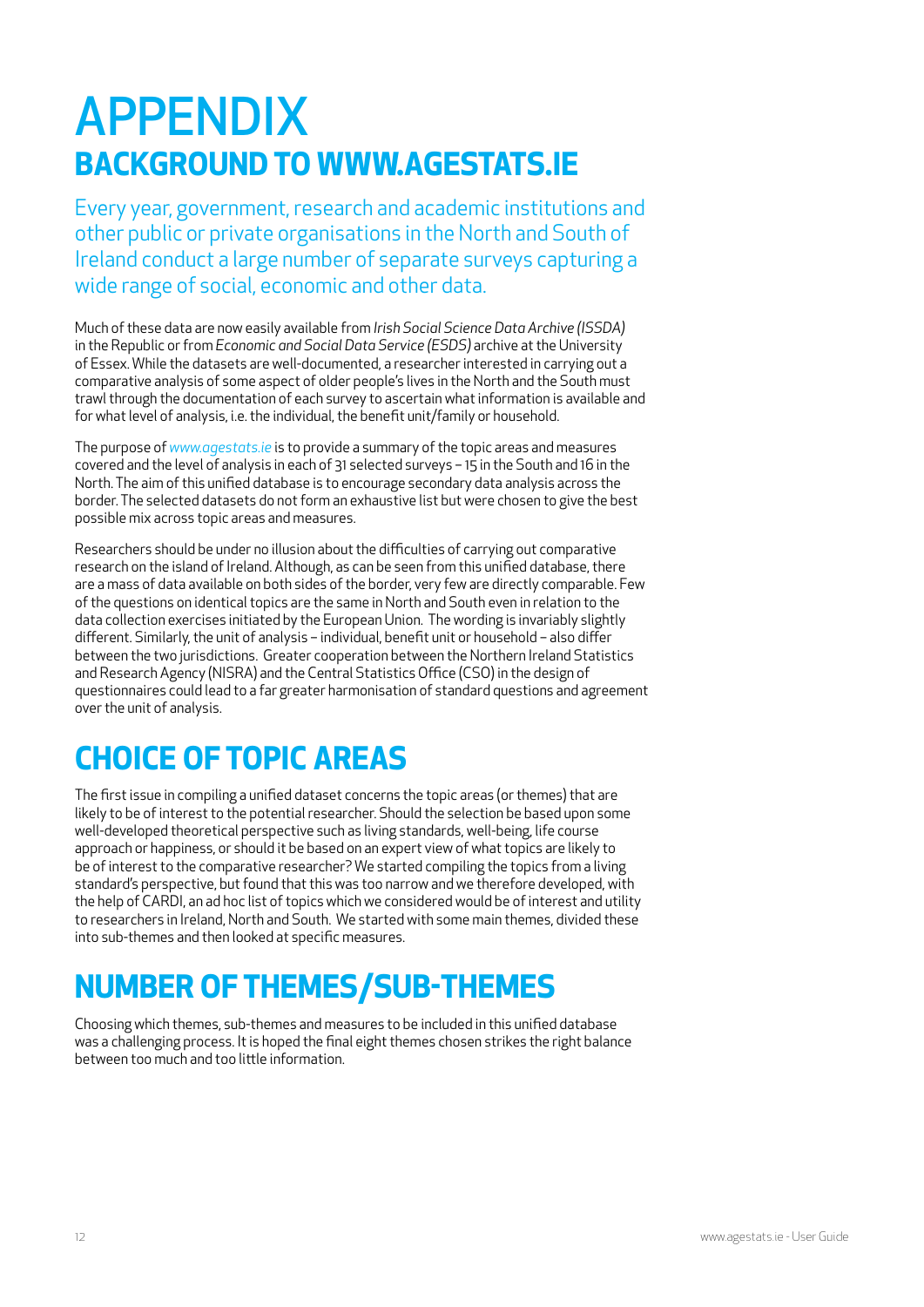# APPENDIX

## BACKGROUND TO WWW.AGESTATS.IE

Every year, government, research and academic institutions and other public or private organisations in the North and South of Ireland conduct a large number of separate surveys capturing a wide range of social, economic and other data.

Much of these data are now easily available from *Irish Social Science Data Archive (ISSDA)* in the Republic or from *Economic and Social Data Service (ESDS)* archive at the University of Essex. While the datasets are well-documented, a researcher interested in carrying out a comparative analysis of some aspect of older people's lives in the North and the South must trawl through the documentation of each survey to ascertain what information is available and for what level of analysis, i.e. the individual, the benefit unit/family or household.

The purpose of *www.agestats.ie* is to provide a summary of the topic areas and measures covered and the level of analysis in each of 31 selected surveys – 15 in the South and 16 in the North. The aim of this unified database is to encourage secondary data analysis across the border. The selected datasets do not form an exhaustive list but were chosen to give the best possible mix across topic areas and measures.

Researchers should be under no illusion about the difficulties of carrying out comparative research on the island of Ireland. Although, as can be seen from this unified database, there are a mass of data available on both sides of the border, very few are directly comparable. Few of the questions on identical topics are the same in North and South even in relation to the data collection exercises initiated by the European Union. The wording is invariably slightly different. Similarly, the unit of analysis – individual, benefit unit or household – also differ between the two jurisdictions. Greater cooperation between the Northern Ireland Statistics and Research Agency (NISRA) and the Central Statistics Office (CSO) in the design of questionnaires could lead to a far greater harmonisation of standard questions and agreement over the unit of analysis.

## CHOICE OF TOPIC AREAS

The first issue in compiling a unified dataset concerns the topic areas (or themes) that are likely to be of interest to the potential researcher. Should the selection be based upon some well-developed theoretical perspective such as living standards, well-being, life course approach or happiness, or should it be based on an expert view of what topics are likely to be of interest to the comparative researcher? We started compiling the topics from a living standard's perspective, but found that this was too narrow and we therefore developed, with the help of CARDI, an ad hoc list of topics which we considered would be of interest and utility to researchers in Ireland, North and South. We started with some main themes, divided these into sub-themes and then looked at specific measures.

## NUMBER OF THEMES/SUB-THEMES

Choosing which themes, sub-themes and measures to be included in this unified database was a challenging process. It is hoped the final eight themes chosen strikes the right balance between too much and too little information.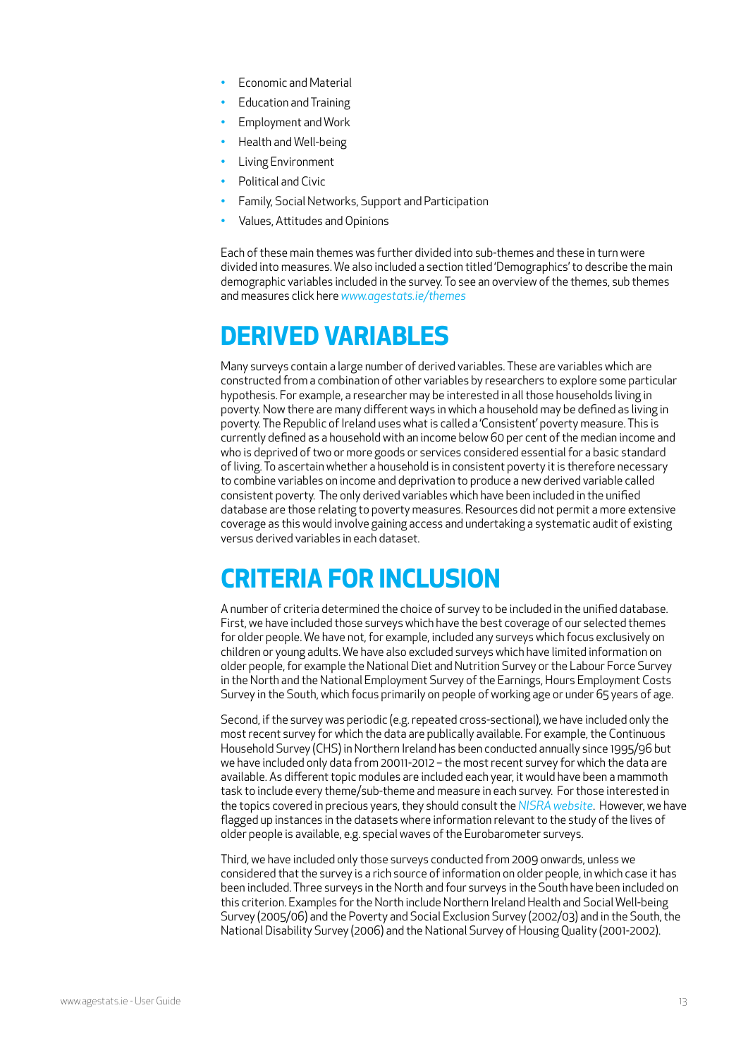- Economic and Material
- Education and Training
- Employment and Work
- Health and Well-being
- Living Environment
- Political and Civic
- Family, Social Networks, Support and Participation
- Values, Attitudes and Opinions

Each of these main themes was further divided into sub-themes and these in turn were divided into measures. We also included a section titled 'Demographics' to describe the main demographic variables included in the survey. To see an overview of the themes, sub themes and measures click here *www.agestats.ie/themes*

# DERIVED VARIABLES

Many surveys contain a large number of derived variables. These are variables which are constructed from a combination of other variables by researchers to explore some particular hypothesis. For example, a researcher may be interested in all those households living in poverty. Now there are many different ways in which a household may be defined as living in poverty. The Republic of Ireland uses what is called a 'Consistent' poverty measure. This is currently defined as a household with an income below 60 per cent of the median income and who is deprived of two or more goods or services considered essential for a basic standard of living. To ascertain whether a household is in consistent poverty it is therefore necessary to combine variables on income and deprivation to produce a new derived variable called consistent poverty. The only derived variables which have been included in the unified database are those relating to poverty measures. Resources did not permit a more extensive coverage as this would involve gaining access and undertaking a systematic audit of existing versus derived variables in each dataset.

# CRITERIA FOR INCLUSION

A number of criteria determined the choice of survey to be included in the unified database. First, we have included those surveys which have the best coverage of our selected themes for older people. We have not, for example, included any surveys which focus exclusively on children or young adults. We have also excluded surveys which have limited information on older people, for example the National Diet and Nutrition Survey or the Labour Force Survey in the North and the National Employment Survey of the Earnings, Hours Employment Costs Survey in the South, which focus primarily on people of working age or under 65 years of age.

Second, if the survey was periodic (e.g. repeated cross-sectional), we have included only the most recent survey for which the data are publically available. For example, the Continuous Household Survey (CHS) in Northern Ireland has been conducted annually since 1995/96 but we have included only data from 20011-2012 – the most recent survey for which the data are available. As different topic modules are included each year, it would have been a mammoth task to include every theme/sub-theme and measure in each survey. For those interested in the topics covered in precious years, they should consult the *NISRA website*. However, we have flagged up instances in the datasets where information relevant to the study of the lives of older people is available, e.g. special waves of the Eurobarometer surveys.

Third, we have included only those surveys conducted from 2009 onwards, unless we considered that the survey is a rich source of information on older people, in which case it has been included. Three surveys in the North and four surveys in the South have been included on this criterion. Examples for the North include Northern Ireland Health and Social Well-being Survey (2005/06) and the Poverty and Social Exclusion Survey (2002/03) and in the South, the National Disability Survey (2006) and the National Survey of Housing Quality (2001-2002).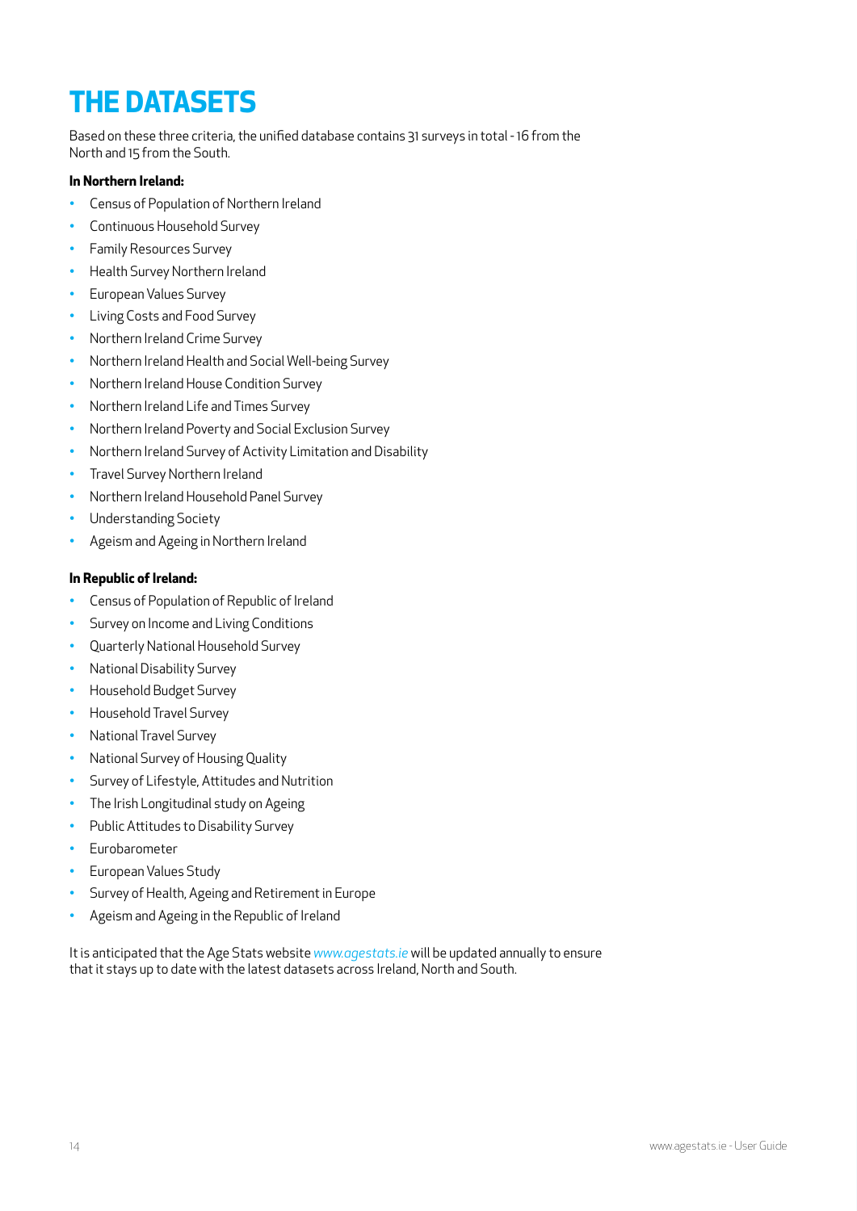# THE DATASETS

Based on these three criteria, the unified database contains 31 surveys in total - 16 from the North and 15 from the South.

**In Northern Ireland:**

- Census of Population of Northern Ireland
- Continuous Household Survey
- Family Resources Survey
- Health Survey Northern Ireland
- European Values Survey
- Living Costs and Food Survey
- Northern Ireland Crime Survey
- Northern Ireland Health and Social Well-being Survey
- Northern Ireland House Condition Survey
- Northern Ireland Life and Times Survey
- Northern Ireland Poverty and Social Exclusion Survey
- Northern Ireland Survey of Activity Limitation and Disability
- Travel Survey Northern Ireland
- Northern Ireland Household Panel Survey
- Understanding Society
- Ageism and Ageing in Northern Ireland

**In Republic of Ireland:**

- Census of Population of Republic of Ireland
- Survey on Income and Living Conditions
- Quarterly National Household Survey
- National Disability Survey
- Household Budget Survey
- Household Travel Survey
- National Travel Survey
- National Survey of Housing Quality
- Survey of Lifestyle, Attitudes and Nutrition
- The Irish Longitudinal study on Ageing
- Public Attitudes to Disability Survey
- Eurobarometer
- European Values Study
- Survey of Health, Ageing and Retirement in Europe
- Ageism and Ageing in the Republic of Ireland

It is anticipated that the Age Stats website *www.agestats.ie* will be updated annually to ensure that it stays up to date with the latest datasets across Ireland, North and South.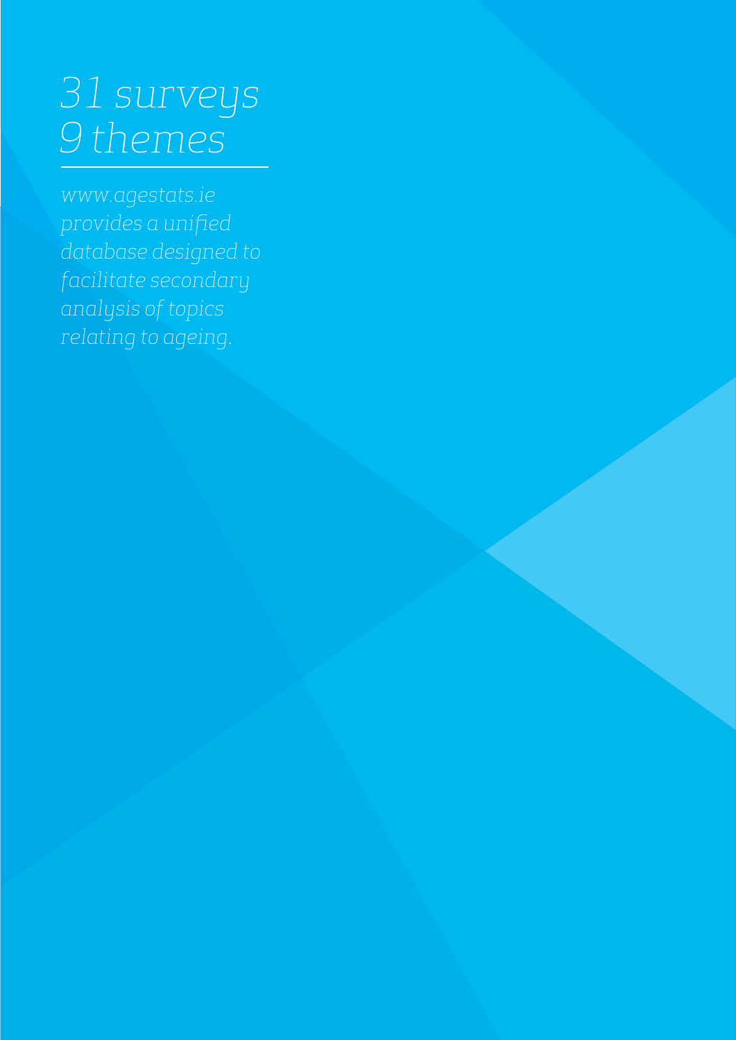# *31 surveys 9 themes*

*www.agestats.ie provides a unified database designed to facilitate secondary analysis of topics relating to ageing.*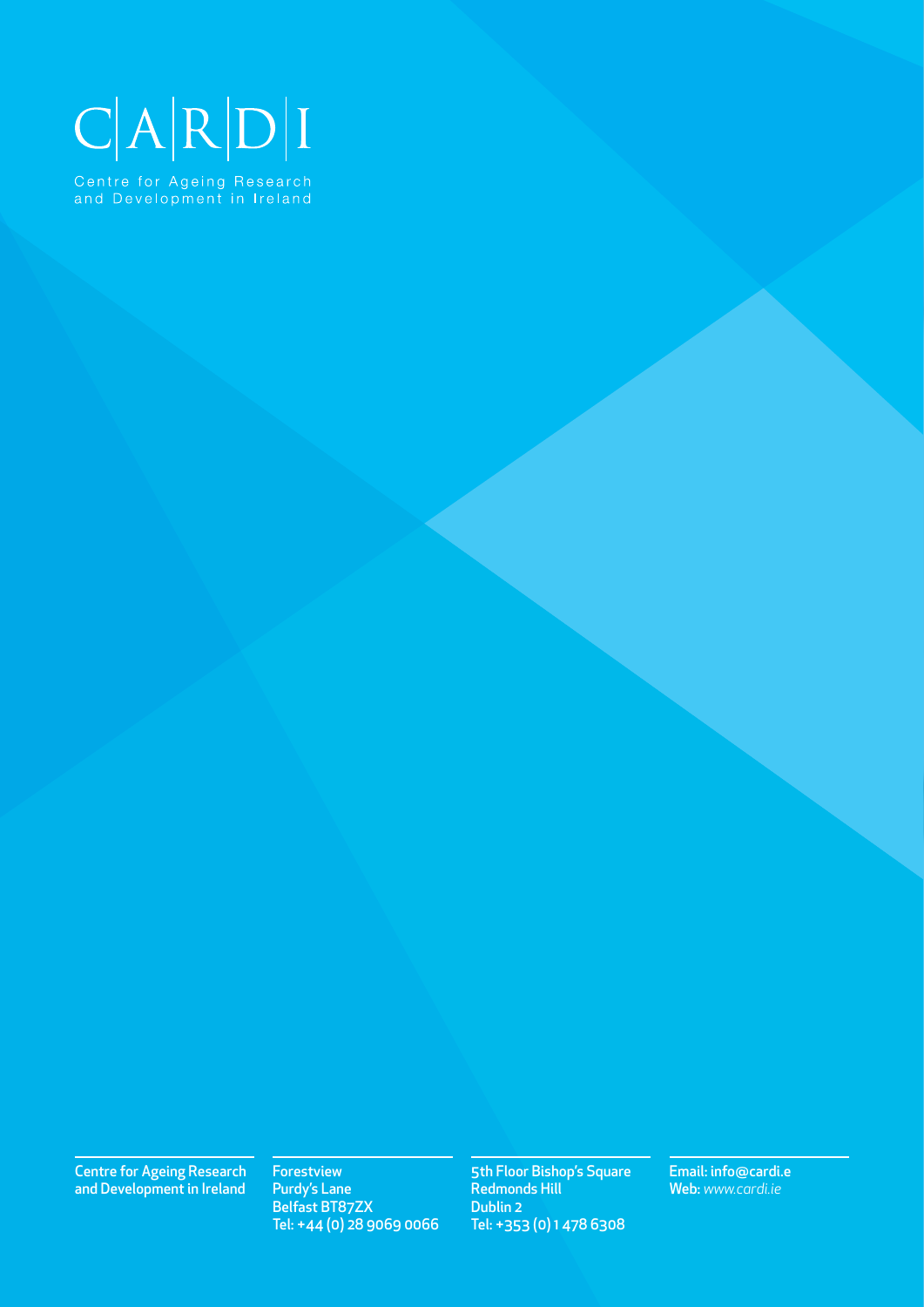C|A|R|D|I

Centre for Ageing Research and Development in Ireland

**Centre for Ageing Research and Development in Ireland**

**Forestview**
**Purdy's Lane**
**Belfast BT87ZX**
**Tel: +44 (0) 28 9069 0066**

**5th Floor Bishop's Square**
**Redmonds Hill**
**Dublin 2**
**Tel: +353 (0) 1 478 6308**

**Email: info@cardi.e**
**Web:** *www.cardi.ie*